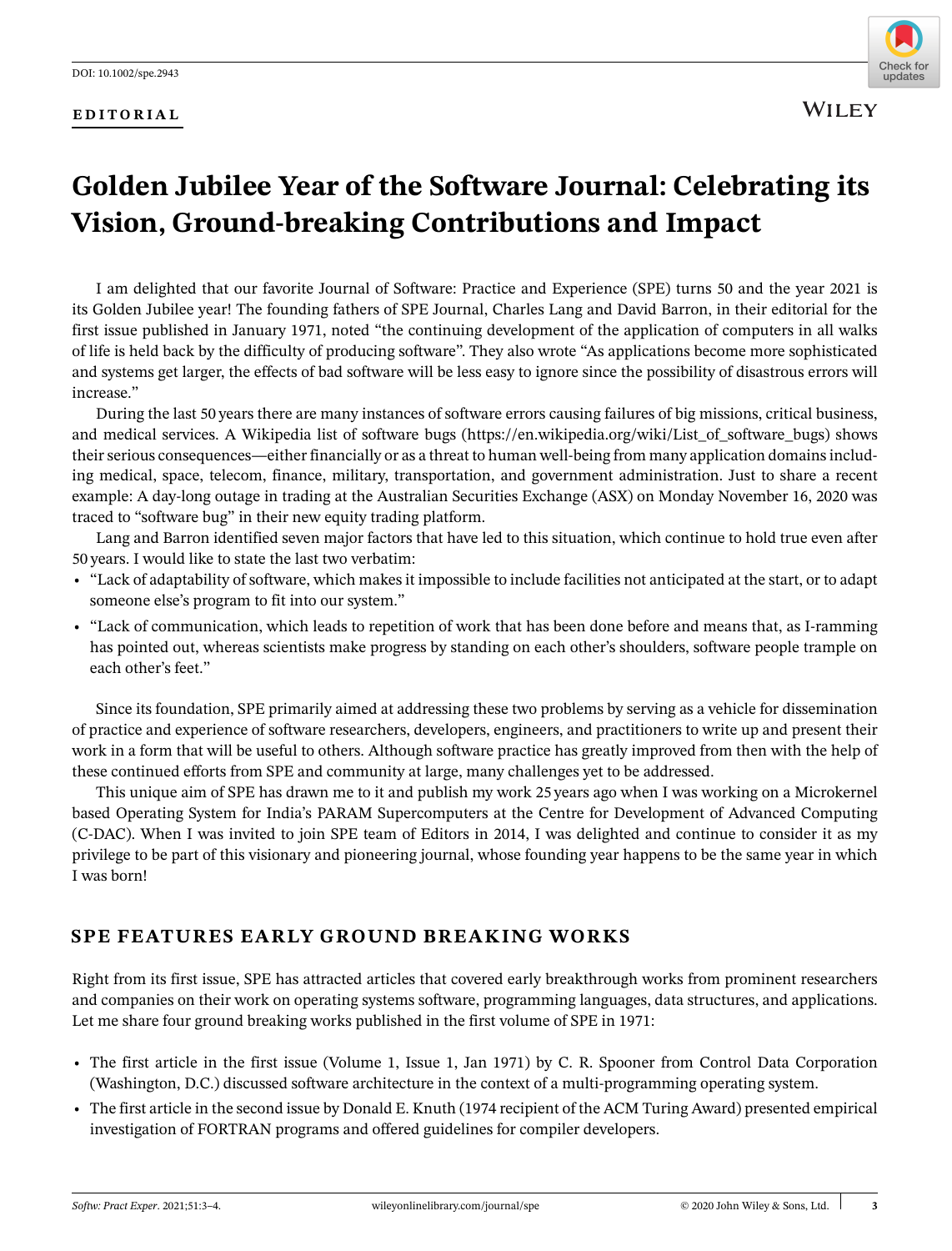EDITORIAL

# Golden Jubilee Year of the Software Journal: Celebrating its Vision, Ground-breaking Contributions and Impact

I am delighted that our favorite Journal of Software: Practice and Experience (SPE) turns 50 and the year 2021 is its Golden Jubilee year! The founding fathers of SPE Journal, Charles Lang and David Barron, in their editorial for the first issue published in January 1971, noted "the continuing development of the application of computers in all walks of life is held back by the difficulty of producing software". They also wrote "As applications become more sophisticated and systems get larger, the effects of bad software will be less easy to ignore since the possibility of disastrous errors will increase."

During the last 50 years there are many instances of software errors causing failures of big missions, critical business, and medical services. A Wikipedia list of software bugs (https://en.wikipedia.org/wiki/List_of_software_bugs) shows their serious consequences—either financially or as a threat to human well-being from many application domains including medical, space, telecom, finance, military, transportation, and government administration. Just to share a recent example: A day-long outage in trading at the Australian Securities Exchange (ASX) on Monday November 16, 2020 was traced to "software bug" in their new equity trading platform.

Lang and Barron identified seven major factors that have led to this situation, which continue to hold true even after 50 years. I would like to state the last two verbatim:

- "Lack of adaptability of software, which makes it impossible to include facilities not anticipated at the start, or to adapt someone else's program to fit into our system."
- "Lack of communication, which leads to repetition of work that has been done before and means that, as I-ramming has pointed out, whereas scientists make progress by standing on each other's shoulders, software people trample on each other's feet."

Since its foundation, SPE primarily aimed at addressing these two problems by serving as a vehicle for dissemination of practice and experience of software researchers, developers, engineers, and practitioners to write up and present their work in a form that will be useful to others. Although software practice has greatly improved from then with the help of these continued efforts from SPE and community at large, many challenges yet to be addressed.

This unique aim of SPE has drawn me to it and publish my work 25 years ago when I was working on a Microkernel based Operating System for India's PARAM Supercomputers at the Centre for Development of Advanced Computing (C-DAC). When I was invited to join SPE team of Editors in 2014, I was delighted and continue to consider it as my privilege to be part of this visionary and pioneering journal, whose founding year happens to be the same year in which I was born!

## SPE FEATURES EARLY GROUND BREAKING WORKS

Right from its first issue, SPE has attracted articles that covered early breakthrough works from prominent researchers and companies on their work on operating systems software, programming languages, data structures, and applications. Let me share four ground breaking works published in the first volume of SPE in 1971:

- The first article in the first issue (Volume 1, Issue 1, Jan 1971) by C. R. Spooner from Control Data Corporation (Washington, D.C.) discussed software architecture in the context of a multi-programming operating system.
- The first article in the second issue by Donald E. Knuth (1974 recipient of the ACM Turing Award) presented empirical investigation of FORTRAN programs and offered guidelines for compiler developers.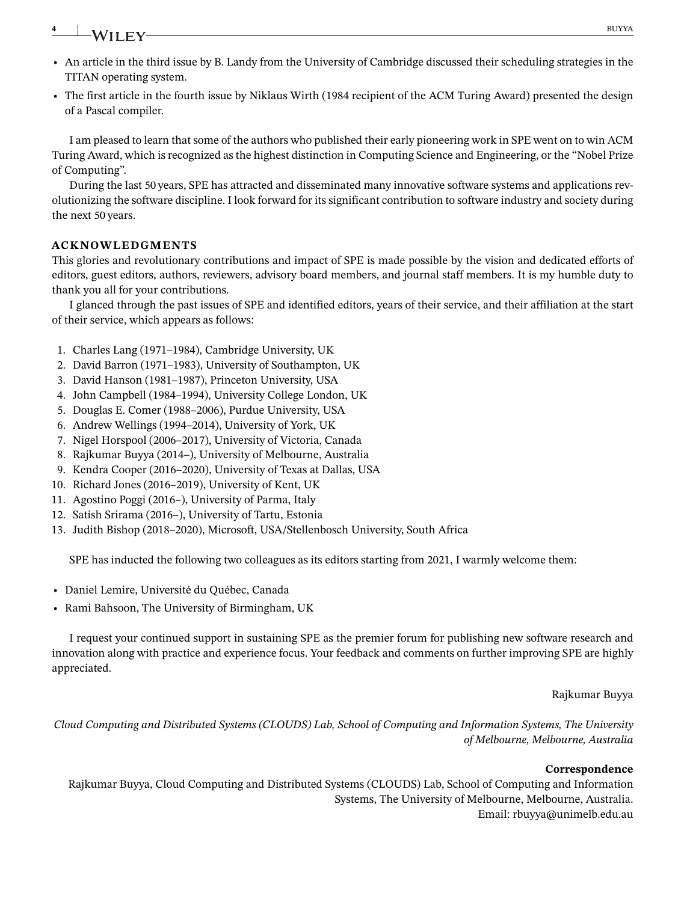- An article in the third issue by B. Landy from the University of Cambridge discussed their scheduling strategies in the TITAN operating system.
- The first article in the fourth issue by Niklaus Wirth (1984 recipient of the ACM Turing Award) presented the design of a Pascal compiler.

I am pleased to learn that some of the authors who published their early pioneering work in SPE went on to win ACM Turing Award, which is recognized as the highest distinction in Computing Science and Engineering, or the "Nobel Prize of Computing".

During the last 50 years, SPE has attracted and disseminated many innovative software systems and applications revolutionizing the software discipline. I look forward for its significant contribution to software industry and society during the next 50 years.

## ACKNOWLEDGMENTS

This glories and revolutionary contributions and impact of SPE is made possible by the vision and dedicated efforts of editors, guest editors, authors, reviewers, advisory board members, and journal staff members. It is my humble duty to thank you all for your contributions.

I glanced through the past issues of SPE and identified editors, years of their service, and their affiliation at the start of their service, which appears as follows:

1. Charles Lang (1971–1984), Cambridge University, UK
2. David Barron (1971–1983), University of Southampton, UK
3. David Hanson (1981–1987), Princeton University, USA
4. John Campbell (1984–1994), University College London, UK
5. Douglas E. Comer (1988–2006), Purdue University, USA
6. Andrew Wellings (1994–2014), University of York, UK
7. Nigel Horspool (2006–2017), University of Victoria, Canada
8. Rajkumar Buyya (2014–), University of Melbourne, Australia
9. Kendra Cooper (2016–2020), University of Texas at Dallas, USA
10. Richard Jones (2016–2019), University of Kent, UK
11. Agostino Poggi (2016–), University of Parma, Italy
12. Satish Srirama (2016–), University of Tartu, Estonia
13. Judith Bishop (2018–2020), Microsoft, USA/Stellenbosch University, South Africa

SPE has inducted the following two colleagues as its editors starting from 2021, I warmly welcome them:

- Daniel Lemire, Université du Québec, Canada
- Rami Bahsoon, The University of Birmingham, UK

I request your continued support in sustaining SPE as the premier forum for publishing new software research and innovation along with practice and experience focus. Your feedback and comments on further improving SPE are highly appreciated.

Rajkumar Buyya

*Cloud Computing and Distributed Systems (CLOUDS) Lab, School of Computing and Information Systems, The University of Melbourne, Melbourne, Australia*

**Correspondence**

Rajkumar Buyya, Cloud Computing and Distributed Systems (CLOUDS) Lab, School of Computing and Information Systems, The University of Melbourne, Melbourne, Australia.
Email: rbuyya@unimelb.edu.au